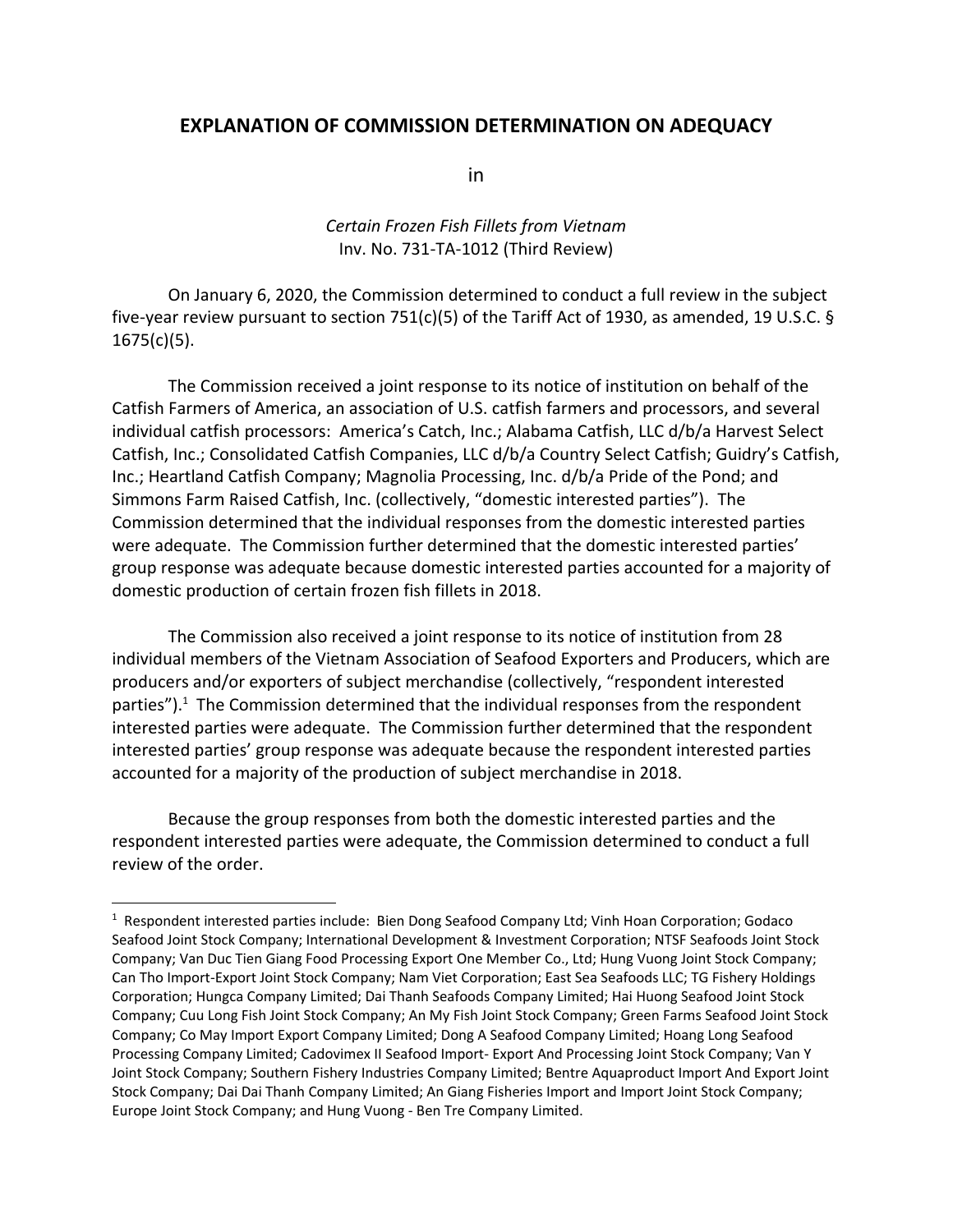## EXPLANATION OF COMMISSION DETERMINATION ON ADEQUACY

in

*Certain Frozen Fish Fillets from Vietnam*
Inv. No. 731-TA-1012 (Third Review)

On January 6, 2020, the Commission determined to conduct a full review in the subject five-year review pursuant to section 751(c)(5) of the Tariff Act of 1930, as amended, 19 U.S.C. § 1675(c)(5).

The Commission received a joint response to its notice of institution on behalf of the Catfish Farmers of America, an association of U.S. catfish farmers and processors, and several individual catfish processors: America's Catch, Inc.; Alabama Catfish, LLC d/b/a Harvest Select Catfish, Inc.; Consolidated Catfish Companies, LLC d/b/a Country Select Catfish; Guidry's Catfish, Inc.; Heartland Catfish Company; Magnolia Processing, Inc. d/b/a Pride of the Pond; and Simmons Farm Raised Catfish, Inc. (collectively, "domestic interested parties"). The Commission determined that the individual responses from the domestic interested parties were adequate. The Commission further determined that the domestic interested parties' group response was adequate because domestic interested parties accounted for a majority of domestic production of certain frozen fish fillets in 2018.

The Commission also received a joint response to its notice of institution from 28 individual members of the Vietnam Association of Seafood Exporters and Producers, which are producers and/or exporters of subject merchandise (collectively, "respondent interested parties").[1] The Commission determined that the individual responses from the respondent interested parties were adequate. The Commission further determined that the respondent interested parties' group response was adequate because the respondent interested parties accounted for a majority of the production of subject merchandise in 2018.

Because the group responses from both the domestic interested parties and the respondent interested parties were adequate, the Commission determined to conduct a full review of the order.

[1] Respondent interested parties include: Bien Dong Seafood Company Ltd; Vinh Hoan Corporation; Godaco Seafood Joint Stock Company; International Development & Investment Corporation; NTSF Seafoods Joint Stock Company; Van Duc Tien Giang Food Processing Export One Member Co., Ltd; Hung Vuong Joint Stock Company; Can Tho Import-Export Joint Stock Company; Nam Viet Corporation; East Sea Seafoods LLC; TG Fishery Holdings Corporation; Hungca Company Limited; Dai Thanh Seafoods Company Limited; Hai Huong Seafood Joint Stock Company; Cuu Long Fish Joint Stock Company; An My Fish Joint Stock Company; Green Farms Seafood Joint Stock Company; Co May Import Export Company Limited; Dong A Seafood Company Limited; Hoang Long Seafood Processing Company Limited; Cadovimex II Seafood Import- Export And Processing Joint Stock Company; Van Y Joint Stock Company; Southern Fishery Industries Company Limited; Bentre Aquaproduct Import And Export Joint Stock Company; Dai Dai Thanh Company Limited; An Giang Fisheries Import and Import Joint Stock Company; Europe Joint Stock Company; and Hung Vuong - Ben Tre Company Limited.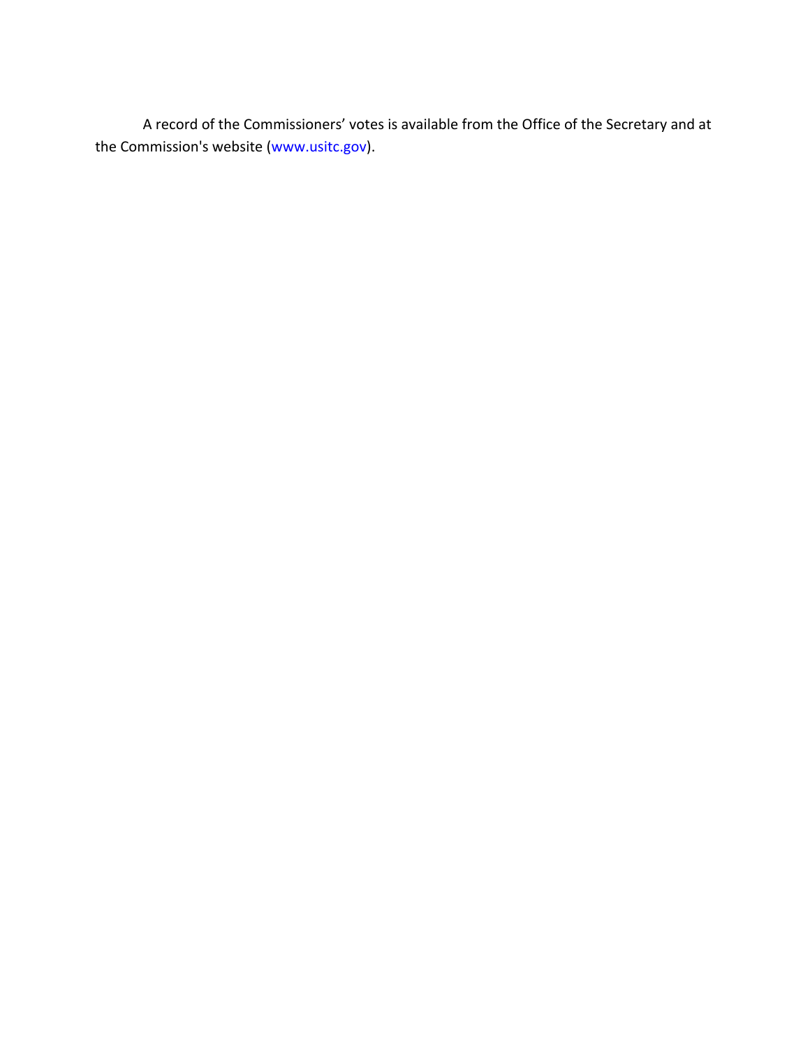A record of the Commissioners' votes is available from the Office of the Secretary and at the Commission's website (www.usitc.gov).